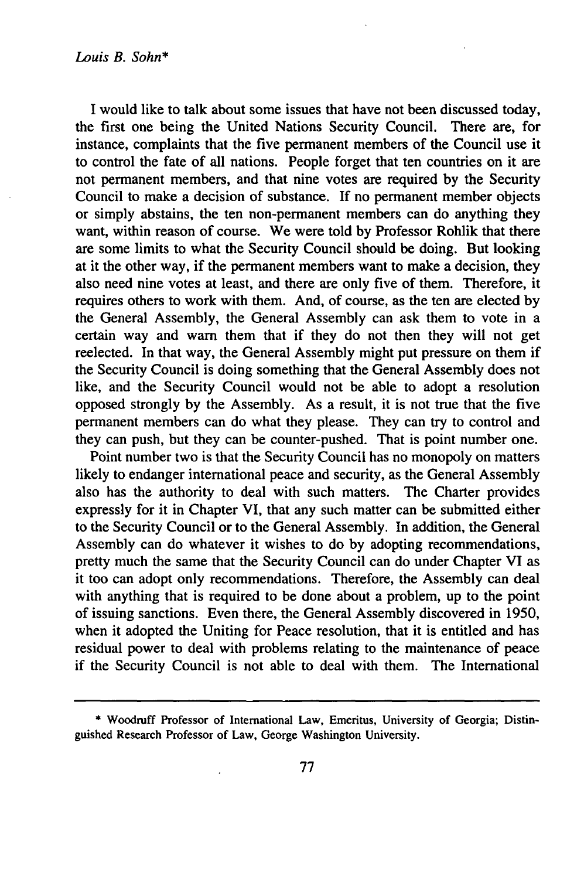*Louis B. Sohn*[*]

I would like to talk about some issues that have not been discussed today, the first one being the United Nations Security Council. There are, for instance, complaints that the five permanent members of the Council use it to control the fate of all nations. People forget that ten countries on it are not permanent members, and that nine votes are required by the Security Council to make a decision of substance. If no permanent member objects or simply abstains, the ten non-permanent members can do anything they want, within reason of course. We were told by Professor Rohlik that there are some limits to what the Security Council should be doing. But looking at it the other way, if the permanent members want to make a decision, they also need nine votes at least, and there are only five of them. Therefore, it requires others to work with them. And, of course, as the ten are elected by the General Assembly, the General Assembly can ask them to vote in a certain way and warn them that if they do not then they will not get reelected. In that way, the General Assembly might put pressure on them if the Security Council is doing something that the General Assembly does not like, and the Security Council would not be able to adopt a resolution opposed strongly by the Assembly. As a result, it is not true that the five permanent members can do what they please. They can try to control and they can push, but they can be counter-pushed. That is point number one.

Point number two is that the Security Council has no monopoly on matters likely to endanger international peace and security, as the General Assembly also has the authority to deal with such matters. The Charter provides expressly for it in Chapter VI, that any such matter can be submitted either to the Security Council or to the General Assembly. In addition, the General Assembly can do whatever it wishes to do by adopting recommendations, pretty much the same that the Security Council can do under Chapter VI as it too can adopt only recommendations. Therefore, the Assembly can deal with anything that is required to be done about a problem, up to the point of issuing sanctions. Even there, the General Assembly discovered in 1950, when it adopted the Uniting for Peace resolution, that it is entitled and has residual power to deal with problems relating to the maintenance of peace if the Security Council is not able to deal with them. The International

---

[*] Woodruff Professor of International Law, Emeritus, University of Georgia; Distinguished Research Professor of Law, George Washington University.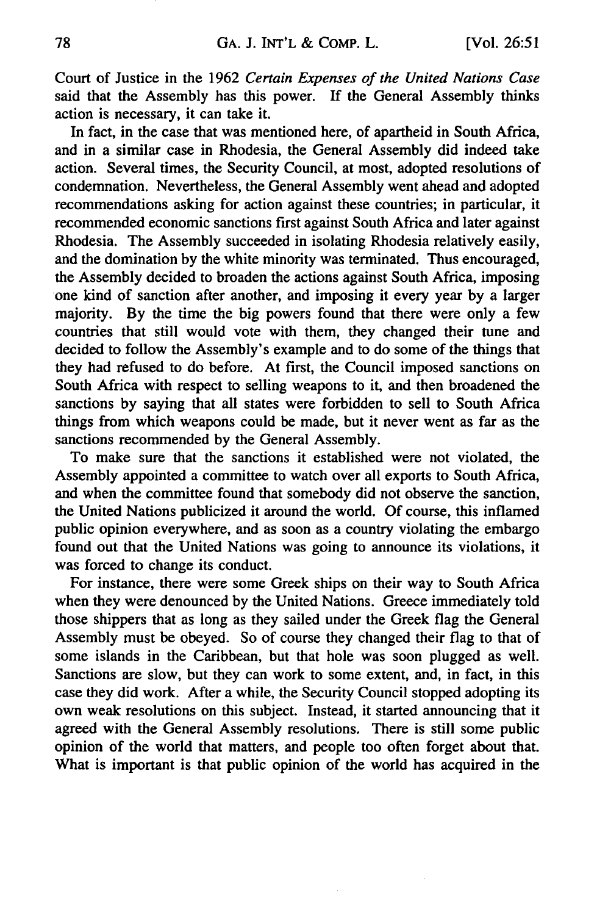Court of Justice in the 1962 *Certain Expenses of the United Nations Case* said that the Assembly has this power. If the General Assembly thinks action is necessary, it can take it.

In fact, in the case that was mentioned here, of apartheid in South Africa, and in a similar case in Rhodesia, the General Assembly did indeed take action. Several times, the Security Council, at most, adopted resolutions of condemnation. Nevertheless, the General Assembly went ahead and adopted recommendations asking for action against these countries; in particular, it recommended economic sanctions first against South Africa and later against Rhodesia. The Assembly succeeded in isolating Rhodesia relatively easily, and the domination by the white minority was terminated. Thus encouraged, the Assembly decided to broaden the actions against South Africa, imposing one kind of sanction after another, and imposing it every year by a larger majority. By the time the big powers found that there were only a few countries that still would vote with them, they changed their tune and decided to follow the Assembly's example and to do some of the things that they had refused to do before. At first, the Council imposed sanctions on South Africa with respect to selling weapons to it, and then broadened the sanctions by saying that all states were forbidden to sell to South Africa things from which weapons could be made, but it never went as far as the sanctions recommended by the General Assembly.

To make sure that the sanctions it established were not violated, the Assembly appointed a committee to watch over all exports to South Africa, and when the committee found that somebody did not observe the sanction, the United Nations publicized it around the world. Of course, this inflamed public opinion everywhere, and as soon as a country violating the embargo found out that the United Nations was going to announce its violations, it was forced to change its conduct.

For instance, there were some Greek ships on their way to South Africa when they were denounced by the United Nations. Greece immediately told those shippers that as long as they sailed under the Greek flag the General Assembly must be obeyed. So of course they changed their flag to that of some islands in the Caribbean, but that hole was soon plugged as well. Sanctions are slow, but they can work to some extent, and, in fact, in this case they did work. After a while, the Security Council stopped adopting its own weak resolutions on this subject. Instead, it started announcing that it agreed with the General Assembly resolutions. There is still some public opinion of the world that matters, and people too often forget about that. What is important is that public opinion of the world has acquired in the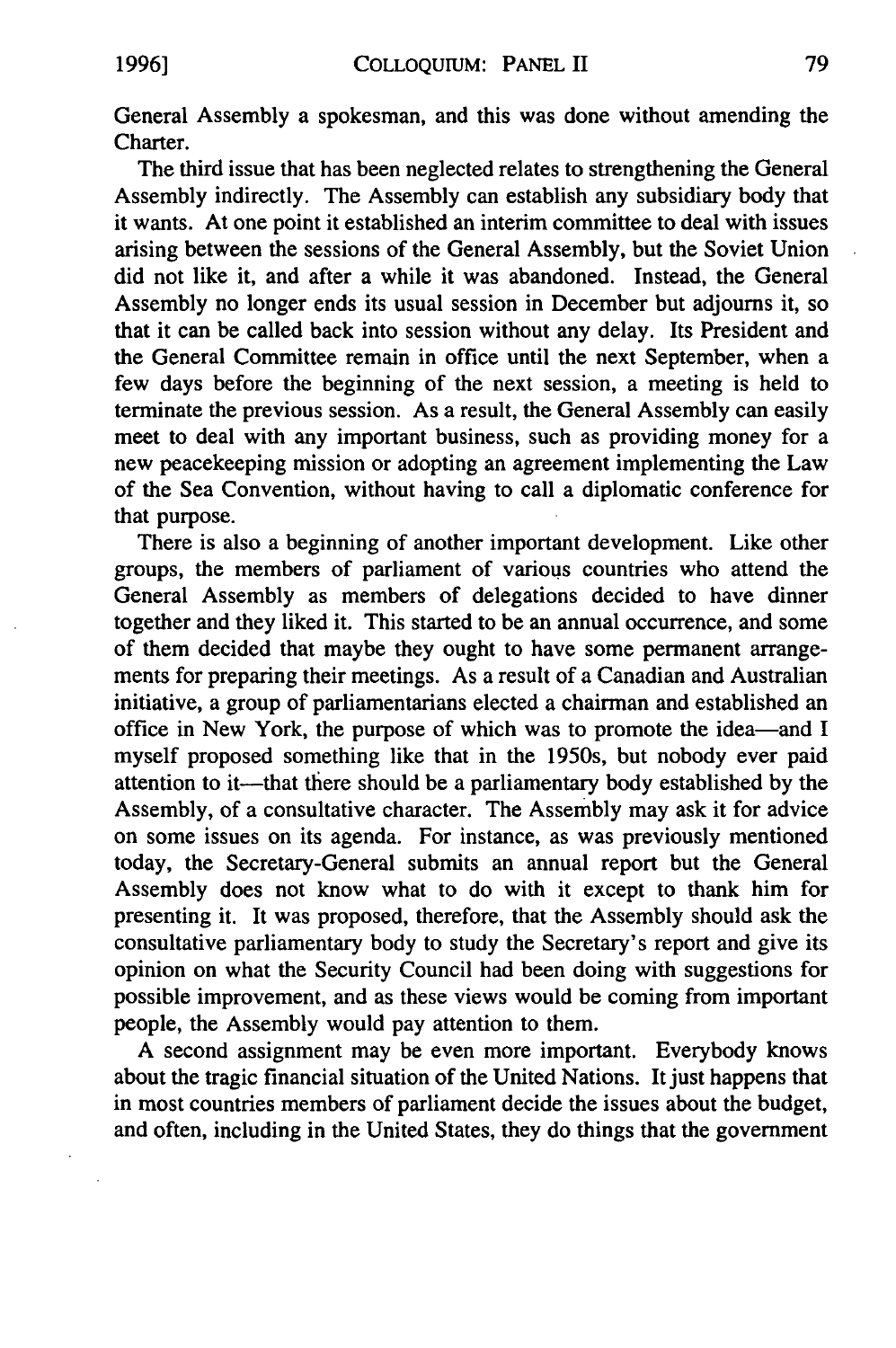General Assembly a spokesman, and this was done without amending the Charter.

The third issue that has been neglected relates to strengthening the General Assembly indirectly. The Assembly can establish any subsidiary body that it wants. At one point it established an interim committee to deal with issues arising between the sessions of the General Assembly, but the Soviet Union did not like it, and after a while it was abandoned. Instead, the General Assembly no longer ends its usual session in December but adjourns it, so that it can be called back into session without any delay. Its President and the General Committee remain in office until the next September, when a few days before the beginning of the next session, a meeting is held to terminate the previous session. As a result, the General Assembly can easily meet to deal with any important business, such as providing money for a new peacekeeping mission or adopting an agreement implementing the Law of the Sea Convention, without having to call a diplomatic conference for that purpose.

There is also a beginning of another important development. Like other groups, the members of parliament of various countries who attend the General Assembly as members of delegations decided to have dinner together and they liked it. This started to be an annual occurrence, and some of them decided that maybe they ought to have some permanent arrangements for preparing their meetings. As a result of a Canadian and Australian initiative, a group of parliamentarians elected a chairman and established an office in New York, the purpose of which was to promote the idea—and I myself proposed something like that in the 1950s, but nobody ever paid attention to it—that there should be a parliamentary body established by the Assembly, of a consultative character. The Assembly may ask it for advice on some issues on its agenda. For instance, as was previously mentioned today, the Secretary-General submits an annual report but the General Assembly does not know what to do with it except to thank him for presenting it. It was proposed, therefore, that the Assembly should ask the consultative parliamentary body to study the Secretary's report and give its opinion on what the Security Council had been doing with suggestions for possible improvement, and as these views would be coming from important people, the Assembly would pay attention to them.

A second assignment may be even more important. Everybody knows about the tragic financial situation of the United Nations. It just happens that in most countries members of parliament decide the issues about the budget, and often, including in the United States, they do things that the government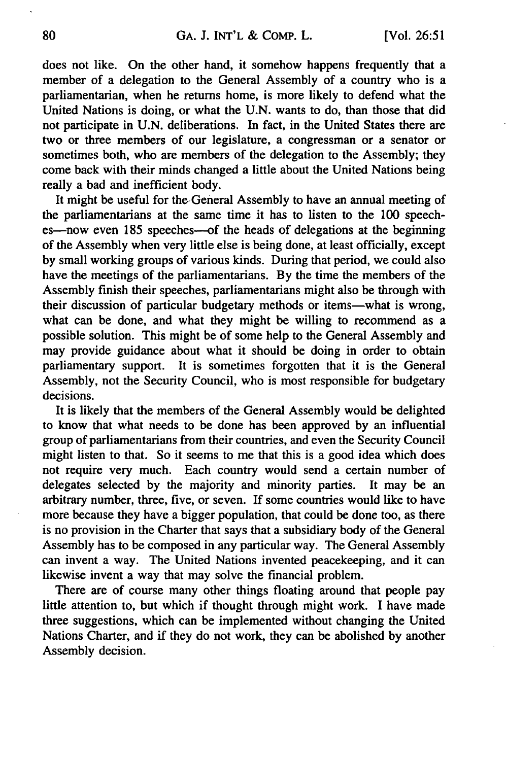does not like. On the other hand, it somehow happens frequently that a member of a delegation to the General Assembly of a country who is a parliamentarian, when he returns home, is more likely to defend what the United Nations is doing, or what the U.N. wants to do, than those that did not participate in U.N. deliberations. In fact, in the United States there are two or three members of our legislature, a congressman or a senator or sometimes both, who are members of the delegation to the Assembly; they come back with their minds changed a little about the United Nations being really a bad and inefficient body.

It might be useful for the General Assembly to have an annual meeting of the parliamentarians at the same time it has to listen to the 100 speeches—now even 185 speeches—of the heads of delegations at the beginning of the Assembly when very little else is being done, at least officially, except by small working groups of various kinds. During that period, we could also have the meetings of the parliamentarians. By the time the members of the Assembly finish their speeches, parliamentarians might also be through with their discussion of particular budgetary methods or items—what is wrong, what can be done, and what they might be willing to recommend as a possible solution. This might be of some help to the General Assembly and may provide guidance about what it should be doing in order to obtain parliamentary support. It is sometimes forgotten that it is the General Assembly, not the Security Council, who is most responsible for budgetary decisions.

It is likely that the members of the General Assembly would be delighted to know that what needs to be done has been approved by an influential group of parliamentarians from their countries, and even the Security Council might listen to that. So it seems to me that this is a good idea which does not require very much. Each country would send a certain number of delegates selected by the majority and minority parties. It may be an arbitrary number, three, five, or seven. If some countries would like to have more because they have a bigger population, that could be done too, as there is no provision in the Charter that says that a subsidiary body of the General Assembly has to be composed in any particular way. The General Assembly can invent a way. The United Nations invented peacekeeping, and it can likewise invent a way that may solve the financial problem.

There are of course many other things floating around that people pay little attention to, but which if thought through might work. I have made three suggestions, which can be implemented without changing the United Nations Charter, and if they do not work, they can be abolished by another Assembly decision.